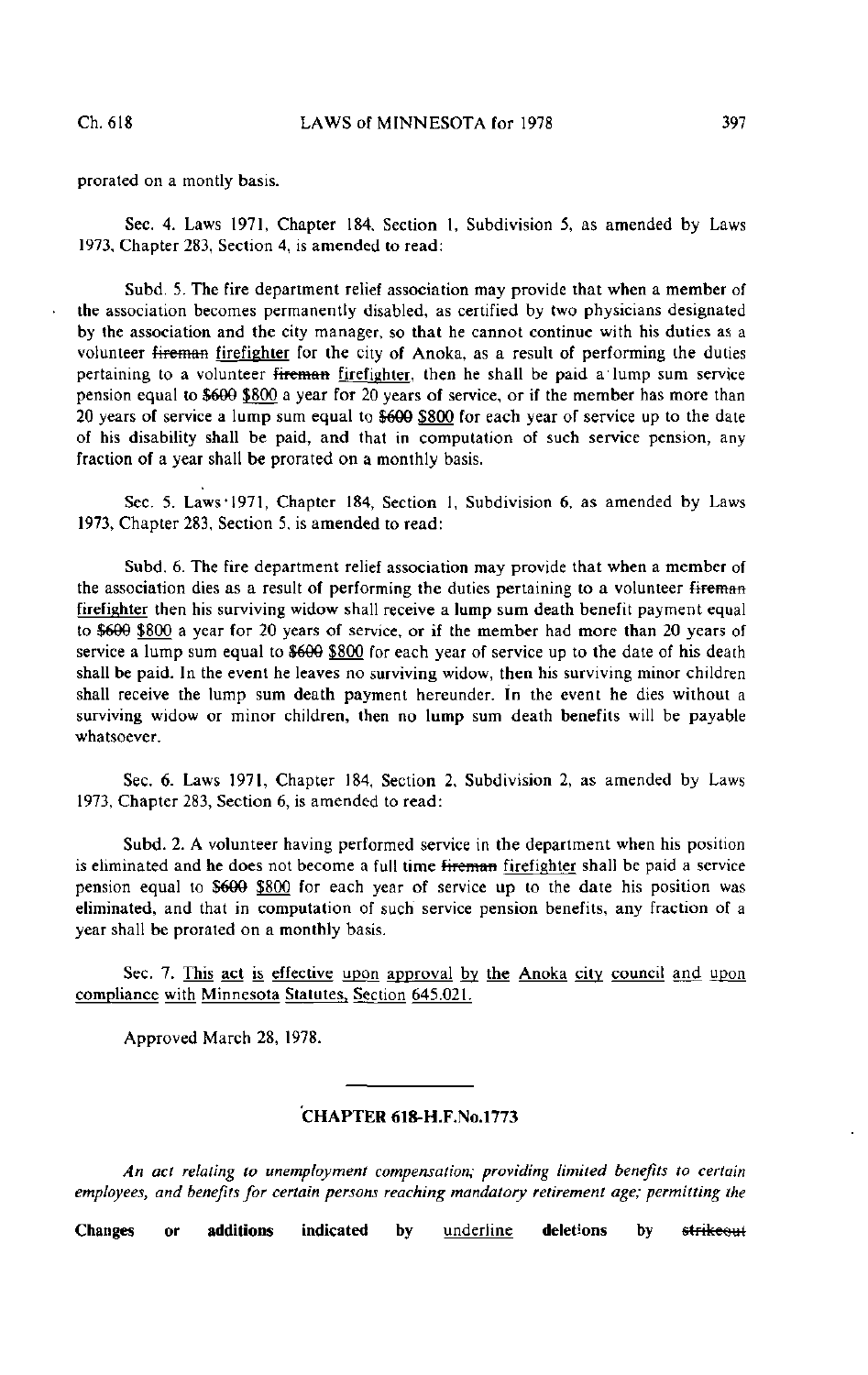prorated on a montly basis.

Sec. 4. Laws 1971, Chapter 184, Section 1, Subdivision 5, as amended by Laws 1973, Chapter 283, Section 4, is amended to read:

Subd. 5. The fire department relief association may provide that when a member of the association becomes permanently disabled, as certified by two physicians designated by the association and the city manager, so that he cannot continue with his duties as a volunteer ~~fireman~~ firefighter for the city of Anoka, as a result of performing the duties pertaining to a volunteer ~~fireman~~ firefighter, then he shall be paid a lump sum service pension equal to ~~$600~~ $800 a year for 20 years of service, or if the member has more than 20 years of service a lump sum equal to ~~$600~~ $800 for each year of service up to the date of his disability shall be paid, and that in computation of such service pension, any fraction of a year shall be prorated on a monthly basis.

Sec. 5. Laws 1971, Chapter 184, Section 1, Subdivision 6, as amended by Laws 1973, Chapter 283, Section 5, is amended to read:

Subd. 6. The fire department relief association may provide that when a member of the association dies as a result of performing the duties pertaining to a volunteer ~~fireman~~ firefighter then his surviving widow shall receive a lump sum death benefit payment equal to ~~$600~~ $800 a year for 20 years of service, or if the member had more than 20 years of service a lump sum equal to ~~$600~~ $800 for each year of service up to the date of his death shall be paid. In the event he leaves no surviving widow, then his surviving minor children shall receive the lump sum death payment hereunder. In the event he dies without a surviving widow or minor children, then no lump sum death benefits will be payable whatsoever.

Sec. 6. Laws 1971, Chapter 184, Section 2, Subdivision 2, as amended by Laws 1973, Chapter 283, Section 6, is amended to read:

Subd. 2. A volunteer having performed service in the department when his position is eliminated and he does not become a full time ~~fireman~~ firefighter shall be paid a service pension equal to ~~$600~~ $800 for each year of service up to the date his position was eliminated, and that in computation of such service pension benefits, any fraction of a year shall be prorated on a monthly basis.

Sec. 7. This act is effective upon approval by the Anoka city council and upon compliance with Minnesota Statutes, Section 645.021.

Approved March 28, 1978.

---

## CHAPTER 618-H.F.No.1773

*An act relating to unemployment compensation; providing limited benefits to certain employees, and benefits for certain persons reaching mandatory retirement age; permitting the*

**Changes or additions indicated by** underline **deletions by** ~~strikeout~~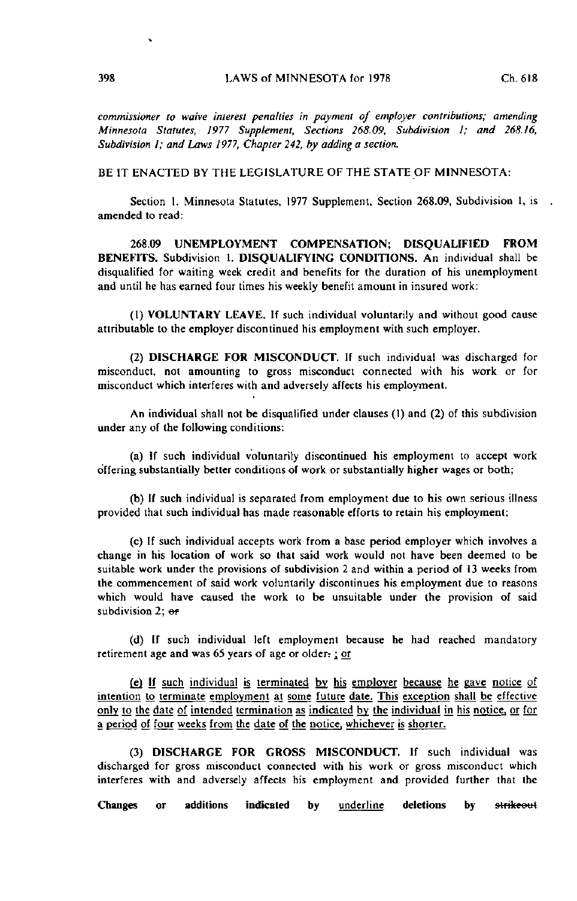*commissioner to waive interest penalties in payment of employer contributions; amending Minnesota Statutes, 1977 Supplement, Sections 268.09, Subdivision 1; and 268.16, Subdivision 1; and Laws 1977, Chapter 242, by adding a section.*

BE IT ENACTED BY THE LEGISLATURE OF THE STATE OF MINNESOTA:

Section 1. Minnesota Statutes, 1977 Supplement, Section 268.09, Subdivision 1, is amended to read:

268.09 **UNEMPLOYMENT COMPENSATION; DISQUALIFIED FROM BENEFITS.** Subdivision 1. **DISQUALIFYING CONDITIONS.** An individual shall be disqualified for waiting week credit and benefits for the duration of his unemployment and until he has earned four times his weekly benefit amount in insured work:

(1) **VOLUNTARY LEAVE.** If such individual voluntarily and without good cause attributable to the employer discontinued his employment with such employer.

(2) **DISCHARGE FOR MISCONDUCT.** If such individual was discharged for misconduct, not amounting to gross misconduct connected with his work or for misconduct which interferes with and adversely affects his employment.

An individual shall not be disqualified under clauses (1) and (2) of this subdivision under any of the following conditions:

(a) If such individual voluntarily discontinued his employment to accept work offering substantially better conditions of work or substantially higher wages or both;

(b) If such individual is separated from employment due to his own serious illness provided that such individual has made reasonable efforts to retain his employment;

(c) If such individual accepts work from a base period employer which involves a change in his location of work so that said work would not have been deemed to be suitable work under the provisions of subdivision 2 and within a period of 13 weeks from the commencement of said work voluntarily discontinues his employment due to reasons which would have caused the work to be unsuitable under the provision of said subdivision 2; ~~or~~

(d) If such individual left employment because he had reached mandatory retirement age and was 65 years of age or older~~.~~ ; or

(e) If such individual is terminated by his employer because he gave notice of intention to terminate employment at some future date. This exception shall be effective only to the date of intended termination as indicated by the individual in his notice, or for a period of four weeks from the date of the notice, whichever is shorter.

(3) **DISCHARGE FOR GROSS MISCONDUCT.** If such individual was discharged for gross misconduct connected with his work or gross misconduct which interferes with and adversely affects his employment and provided further that the

Changes or additions indicated by underline deletions by ~~strikeout~~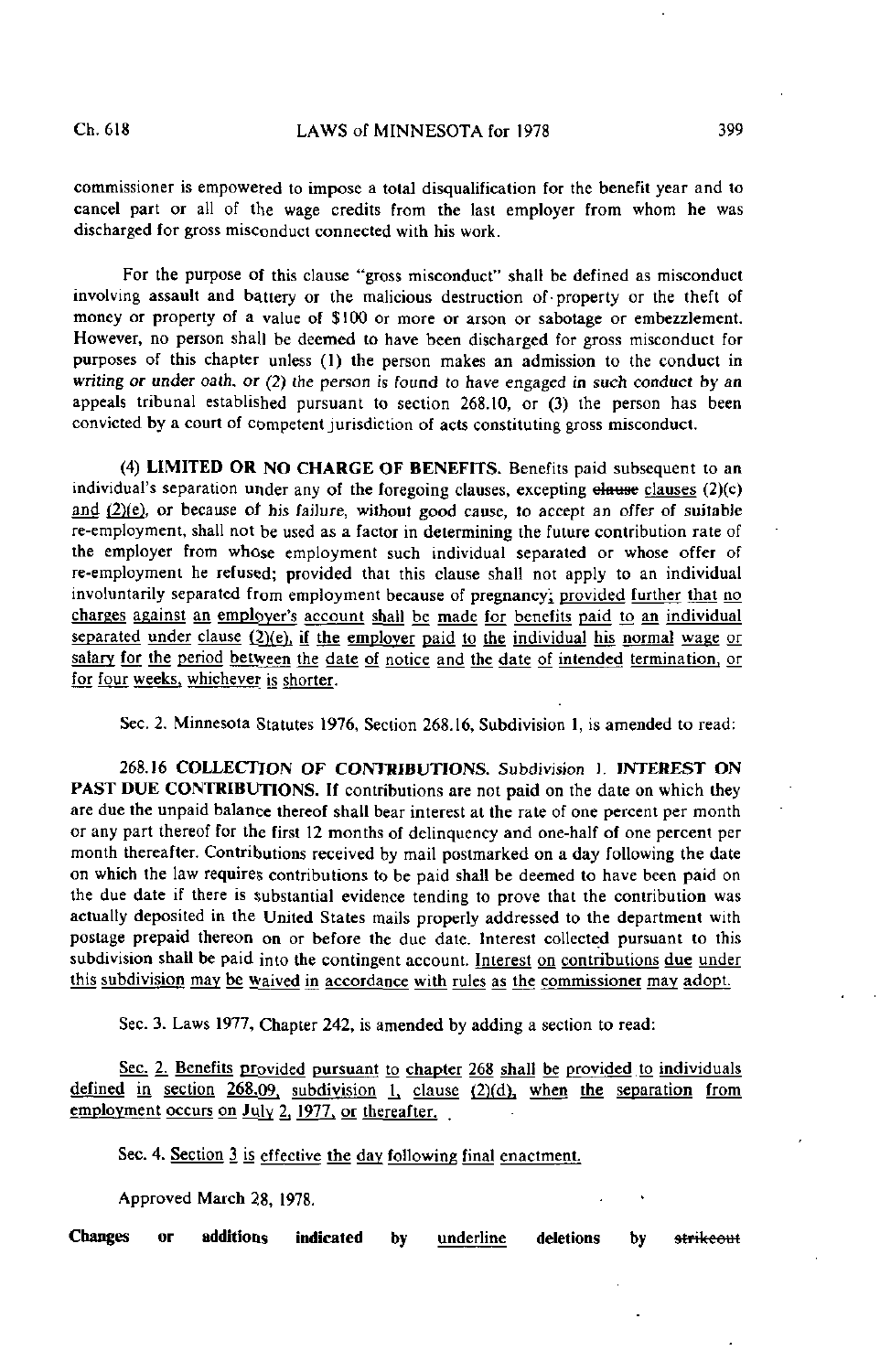commissioner is empowered to impose a total disqualification for the benefit year and to cancel part or all of the wage credits from the last employer from whom he was discharged for gross misconduct connected with his work.

For the purpose of this clause "gross misconduct" shall be defined as misconduct involving assault and battery or the malicious destruction of property or the theft of money or property of a value of $100 or more or arson or sabotage or embezzlement. However, no person shall be deemed to have been discharged for gross misconduct for purposes of this chapter unless (1) the person makes an admission to the conduct in writing or under oath, or (2) the person is found to have engaged in such conduct by an appeals tribunal established pursuant to section 268.10, or (3) the person has been convicted by a court of competent jurisdiction of acts constituting gross misconduct.

(4) **LIMITED OR NO CHARGE OF BENEFITS.** Benefits paid subsequent to an individual's separation under any of the foregoing clauses, excepting ~~clause~~ <u>clauses</u> (2)(c) <u>and (2)(e)</u>, or because of his failure, without good cause, to accept an offer of suitable re-employment, shall not be used as a factor in determining the future contribution rate of the employer from whose employment such individual separated or whose offer of re-employment he refused; provided that this clause shall not apply to an individual involuntarily separated from employment because of pregnancy<u>; provided further that no charges against an employer's account shall be made for benefits paid to an individual separated under clause (2)(e), if the employer paid to the individual his normal wage or salary for the period between the date of notice and the date of intended termination, or for four weeks, whichever is shorter</u>.

Sec. 2. Minnesota Statutes 1976, Section 268.16, Subdivision 1, is amended to read:

268.16 **COLLECTION OF CONTRIBUTIONS.** Subdivision 1. **INTEREST ON PAST DUE CONTRIBUTIONS.** If contributions are not paid on the date on which they are due the unpaid balance thereof shall bear interest at the rate of one percent per month or any part thereof for the first 12 months of delinquency and one-half of one percent per month thereafter. Contributions received by mail postmarked on a day following the date on which the law requires contributions to be paid shall be deemed to have been paid on the due date if there is substantial evidence tending to prove that the contribution was actually deposited in the United States mails properly addressed to the department with postage prepaid thereon on or before the due date. Interest collected pursuant to this subdivision shall be paid into the contingent account. <u>Interest on contributions due under this subdivision may be waived in accordance with rules as the commissioner may adopt.</u>

Sec. 3. Laws 1977, Chapter 242, is amended by adding a section to read:

<u>Sec. 2. Benefits provided pursuant to chapter 268 shall be provided to individuals defined in section 268.09, subdivision 1, clause (2)(d), when the separation from employment occurs on July 2, 1977, or thereafter.</u>

Sec. 4. <u>Section 3 is effective the day following final enactment.</u>

Approved March 28, 1978.

**Changes or additions indicated by** <u>underline</u> **deletions by** ~~strikeout~~